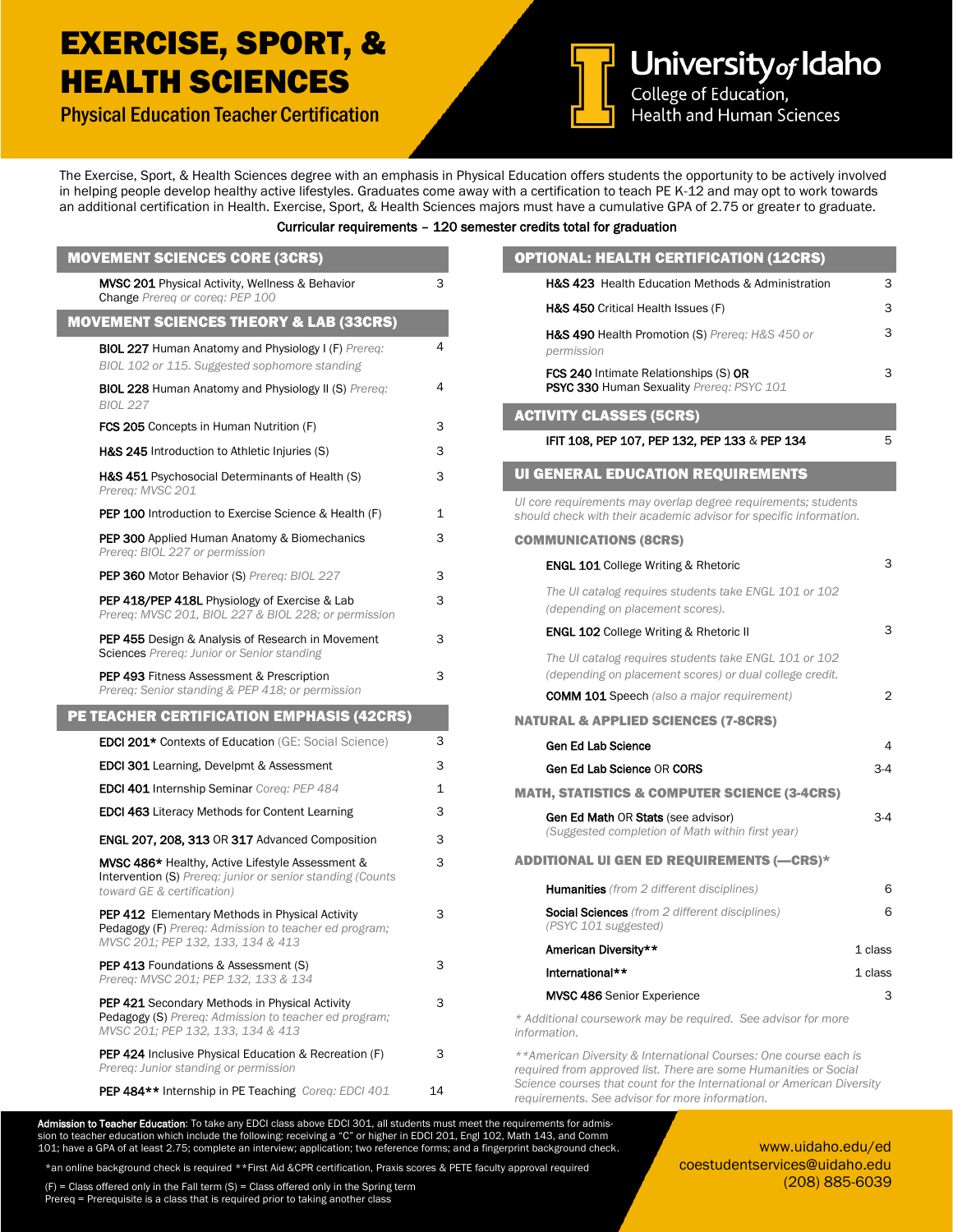# EXERCISE, SPORT, & HEALTH SCIENCES

## Physical Education Teacher Certification

University of Idaho
College of Education, Health and Human Sciences

The Exercise, Sport, & Health Sciences degree with an emphasis in Physical Education offers students the opportunity to be actively involved in helping people develop healthy active lifestyles. Graduates come away with a certification to teach PE K-12 and may opt to work towards an additional certification in Health. Exercise, Sport, & Health Sciences majors must have a cumulative GPA of 2.75 or greater to graduate.

**Curricular requirements – 120 semester credits total for graduation**

### MOVEMENT SCIENCES CORE (3CRS)

| Course | Credits |
|---|---|
| **MVSC 201** Physical Activity, Wellness & Behavior Change *Prereq or coreq: PEP 100* | 3 |

### MOVEMENT SCIENCES THEORY & LAB (33CRS)

| Course | Credits |
|---|---|
| **BIOL 227** Human Anatomy and Physiology I (F) *Prereq: BIOL 102 or 115. Suggested sophomore standing* | 4 |
| **BIOL 228** Human Anatomy and Physiology II (S) *Prereq: BIOL 227* | 4 |
| **FCS 205** Concepts in Human Nutrition (F) | 3 |
| **H&S 245** Introduction to Athletic Injuries (S) | 3 |
| **H&S 451** Psychosocial Determinants of Health (S) *Prereq: MVSC 201* | 3 |
| **PEP 100** Introduction to Exercise Science & Health (F) | 1 |
| **PEP 300** Applied Human Anatomy & Biomechanics *Prereq: BIOL 227 or permission* | 3 |
| **PEP 360** Motor Behavior (S) *Prereq: BIOL 227* | 3 |
| **PEP 418/PEP 418L** Physiology of Exercise & Lab *Prereq: MVSC 201, BIOL 227 & BIOL 228; or permission* | 3 |
| **PEP 455** Design & Analysis of Research in Movement Sciences *Prereq: Junior or Senior standing* | 3 |
| **PEP 493** Fitness Assessment & Prescription *Prereq: Senior standing & PEP 418; or permission* | 3 |

### PE TEACHER CERTIFICATION EMPHASIS (42CRS)

| Course | Credits |
|---|---|
| **EDCI 201*** Contexts of Education (GE: Social Science) | 3 |
| **EDCI 301** Learning, Develpmt & Assessment | 3 |
| **EDCI 401** Internship Seminar *Coreq: PEP 484* | 1 |
| **EDCI 463** Literacy Methods for Content Learning | 3 |
| **ENGL 207, 208, 313** OR **317** Advanced Composition | 3 |
| **MVSC 486*** Healthy, Active Lifestyle Assessment & Intervention (S) *Prereq: junior or senior standing (Counts toward GE & certification)* | 3 |
| **PEP 412** Elementary Methods in Physical Activity Pedagogy (F) *Prereq: Admission to teacher ed program; MVSC 201; PEP 132, 133, 134 & 413* | 3 |
| **PEP 413** Foundations & Assessment (S) *Prereq: MVSC 201; PEP 132, 133 & 134* | 3 |
| **PEP 421** Secondary Methods in Physical Activity Pedagogy (S) *Prereq: Admission to teacher ed program; MVSC 201; PEP 132, 133, 134 & 413* | 3 |
| **PEP 424** Inclusive Physical Education & Recreation (F) *Prereq: Junior standing or permission* | 3 |
| **PEP 484**** Internship in PE Teaching *Coreq: EDCI 401* | 14 |

### OPTIONAL: HEALTH CERTIFICATION (12CRS)

| Course | Credits |
|---|---|
| **H&S 423** Health Education Methods & Administration | 3 |
| **H&S 450** Critical Health Issues (F) | 3 |
| **H&S 490** Health Promotion (S) *Prereq: H&S 450 or permission* | 3 |
| **FCS 240** Intimate Relationships (S) **OR** **PSYC 330** Human Sexuality *Prereq: PSYC 101* | 3 |

### ACTIVITY CLASSES (5CRS)

| Course | Credits |
|---|---|
| **IFIT 108, PEP 107, PEP 132, PEP 133** & **PEP 134** | 5 |

### UI GENERAL EDUCATION REQUIREMENTS

*UI core requirements may overlap degree requirements; students should check with their academic advisor for specific information.*

#### COMMUNICATIONS (8CRS)

| Course | Credits |
|---|---|
| **ENGL 101** College Writing & Rhetoric | 3 |
| *The UI catalog requires students take ENGL 101 or 102 (depending on placement scores).* | |
| **ENGL 102** College Writing & Rhetoric II | 3 |
| *The UI catalog requires students take ENGL 101 or 102 (depending on placement scores) or dual college credit.* | |
| **COMM 101** Speech *(also a major requirement)* | 2 |

#### NATURAL & APPLIED SCIENCES (7-8CRS)

| Course | Credits |
|---|---|
| **Gen Ed Lab Science** | 4 |
| **Gen Ed Lab Science** OR **CORS** | 3-4 |

#### MATH, STATISTICS & COMPUTER SCIENCE (3-4CRS)

| Course | Credits |
|---|---|
| **Gen Ed Math** OR **Stats** (see advisor) *(Suggested completion of Math within first year)* | 3-4 |

#### ADDITIONAL UI GEN ED REQUIREMENTS (—CRS)*

| Course | Credits |
|---|---|
| **Humanities** *(from 2 different disciplines)* | 6 |
| **Social Sciences** *(from 2 different disciplines) (PSYC 101 suggested)* | 6 |
| **American Diversity**** | 1 class |
| **International**** | 1 class |
| **MVSC 486** Senior Experience | 3 |

*\* Additional coursework may be required. See advisor for more information.*

*\*\*American Diversity & International Courses: One course each is required from approved list. There are some Humanities or Social Science courses that count for the International or American Diversity requirements. See advisor for more information.*

**Admission to Teacher Education**: To take any EDCI class above EDCI 301, all students must meet the requirements for admission to teacher education which include the following: receiving a "C" or higher in EDCI 201, Engl 102, Math 143, and Comm 101; have a GPA of at least 2.75; complete an interview; application; two reference forms; and a fingerprint background check.

*an online background check is required **First Aid &CPR certification, Praxis scores & PETE faculty approval required

(F) = Class offered only in the Fall term (S) = Class offered only in the Spring term
Prereq = Prerequisite is a class that is required prior to taking another class

www.uidaho.edu/ed
coestudentservices@uidaho.edu
(208) 885-6039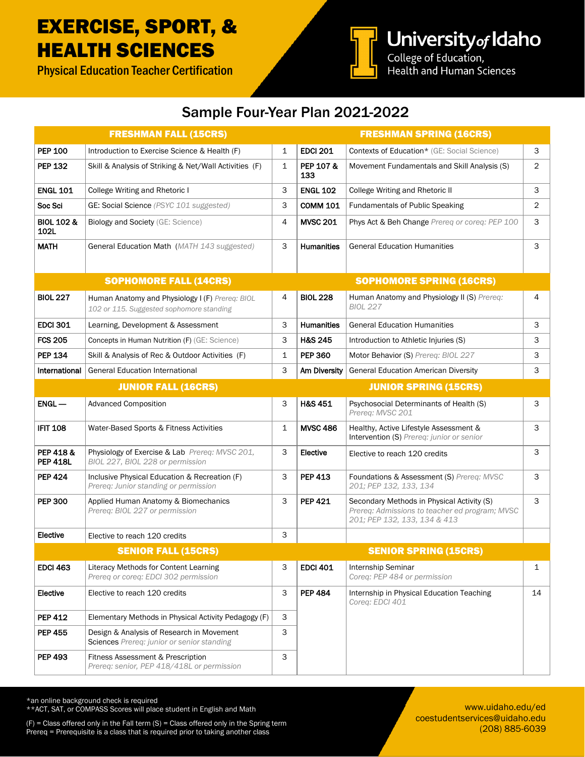# EXERCISE, SPORT, & HEALTH SCIENCES

**Physical Education Teacher Certification**

University of Idaho
College of Education, Health and Human Sciences

## Sample Four-Year Plan 2021-2022

| **FRESHMAN FALL (15CRS)** | | | **FRESHMAN SPRING (16CRS)** | | |
|---|---|---|---|---|---|
| **PEP 100** | Introduction to Exercise Science & Health (F) | 1 | **EDCI 201** | Contexts of Education* (GE: Social Science) | 3 |
| **PEP 132** | Skill & Analysis of Striking & Net/Wall Activities (F) | 1 | **PEP 107 & 133** | Movement Fundamentals and Skill Analysis (S) | 2 |
| **ENGL 101** | College Writing and Rhetoric I | 3 | **ENGL 102** | College Writing and Rhetoric II | 3 |
| **Soc Sci** | GE: Social Science *(PSYC 101 suggested)* | 3 | **COMM 101** | Fundamentals of Public Speaking | 2 |
| **BIOL 102 & 102L** | Biology and Society (GE: Science) | 4 | **MVSC 201** | Phys Act & Beh Change *Prereq or coreq: PEP 100* | 3 |
| **MATH** | General Education Math *(MATH 143 suggested)* | 3 | **Humanities** | General Education Humanities | 3 |
| **SOPHOMORE FALL (14CRS)** | | | **SOPHOMORE SPRING (16CRS)** | | |
| **BIOL 227** | Human Anatomy and Physiology I (F) *Prereq: BIOL 102 or 115. Suggested sophomore standing* | 4 | **BIOL 228** | Human Anatomy and Physiology II (S) *Prereq: BIOL 227* | 4 |
| **EDCI 301** | Learning, Development & Assessment | 3 | **Humanities** | General Education Humanities | 3 |
| **FCS 205** | Concepts in Human Nutrition (F) (GE: Science) | 3 | **H&S 245** | Introduction to Athletic Injuries (S) | 3 |
| **PEP 134** | Skill & Analysis of Rec & Outdoor Activities (F) | 1 | **PEP 360** | Motor Behavior (S) *Prereq: BIOL 227* | 3 |
| **International** | General Education International | 3 | **Am Diversity** | General Education American Diversity | 3 |
| **JUNIOR FALL (16CRS)** | | | **JUNIOR SPRING (15CRS)** | | |
| **ENGL —** | Advanced Composition | 3 | **H&S 451** | Psychosocial Determinants of Health (S) *Prereq: MVSC 201* | 3 |
| **IFIT 108** | Water-Based Sports & Fitness Activities | 1 | **MVSC 486** | Healthy, Active Lifestyle Assessment & Intervention (S) *Prereq: junior or senior* | 3 |
| **PEP 418 & PEP 418L** | Physiology of Exercise & Lab *Prereq: MVSC 201, BIOL 227, BIOL 228 or permission* | 3 | **Elective** | Elective to reach 120 credits | 3 |
| **PEP 424** | Inclusive Physical Education & Recreation (F) *Prereq: Junior standing or permission* | 3 | **PEP 413** | Foundations & Assessment (S) *Prereq: MVSC 201; PEP 132, 133, 134* | 3 |
| **PEP 300** | Applied Human Anatomy & Biomechanics *Prereq: BIOL 227 or permission* | 3 | **PEP 421** | Secondary Methods in Physical Activity (S) *Prereq: Admissions to teacher ed program; MVSC 201; PEP 132, 133, 134 & 413* | 3 |
| **Elective** | Elective to reach 120 credits | 3 | | | |
| **SENIOR FALL (15CRS)** | | | **SENIOR SPRING (15CRS)** | | |
| **EDCI 463** | Literacy Methods for Content Learning *Prereq or coreq: EDCI 302 permission* | 3 | **EDCI 401** | Internship Seminar *Coreq: PEP 484 or permission* | 1 |
| **Elective** | Elective to reach 120 credits | 3 | **PEP 484** | Internship in Physical Education Teaching *Coreq: EDCI 401* | 14 |
| **PEP 412** | Elementary Methods in Physical Activity Pedagogy (F) | 3 | | | |
| **PEP 455** | Design & Analysis of Research in Movement Sciences *Prereq: junior or senior standing* | 3 | | | |
| **PEP 493** | Fitness Assessment & Prescription *Prereq: senior, PEP 418/418L or permission* | 3 | | | |

*an online background check is required
**ACT, SAT, or COMPASS Scores will place student in English and Math

(F) = Class offered only in the Fall term (S) = Class offered only in the Spring term
Prereq = Prerequisite is a class that is required prior to taking another class

www.uidaho.edu/ed
coestudentservices@uidaho.edu
(208) 885-6039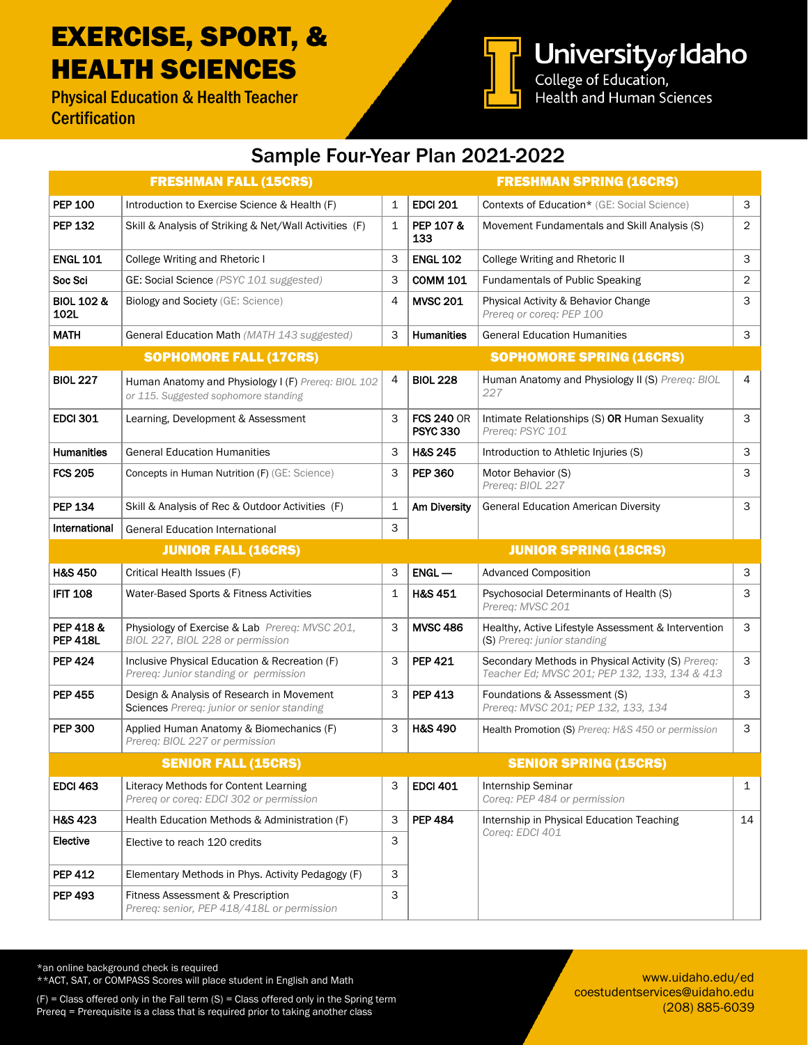# EXERCISE, SPORT, & HEALTH SCIENCES

**Physical Education & Health Teacher Certification**

University *of* Idaho
College of Education, Health and Human Sciences

## Sample Four-Year Plan 2021-2022

| FRESHMAN FALL (15CRS) | | | FRESHMAN SPRING (16CRS) | | |
|---|---|---|---|---|---|
| **PEP 100** | Introduction to Exercise Science & Health (F) | 1 | **EDCI 201** | Contexts of Education* (GE: Social Science) | 3 |
| **PEP 132** | Skill & Analysis of Striking & Net/Wall Activities (F) | 1 | **PEP 107 & 133** | Movement Fundamentals and Skill Analysis (S) | 2 |
| **ENGL 101** | College Writing and Rhetoric I | 3 | **ENGL 102** | College Writing and Rhetoric II | 3 |
| **Soc Sci** | GE: Social Science *(PSYC 101 suggested)* | 3 | **COMM 101** | Fundamentals of Public Speaking | 2 |
| **BIOL 102 & 102L** | Biology and Society (GE: Science) | 4 | **MVSC 201** | Physical Activity & Behavior Change *Prereq or coreq: PEP 100* | 3 |
| **MATH** | General Education Math *(MATH 143 suggested)* | 3 | **Humanities** | General Education Humanities | 3 |
| **SOPHOMORE FALL (17CRS)** | | | **SOPHOMORE SPRING (16CRS)** | | |
| **BIOL 227** | Human Anatomy and Physiology I (F) *Prereq: BIOL 102 or 115. Suggested sophomore standing* | 4 | **BIOL 228** | Human Anatomy and Physiology II (S) *Prereq: BIOL 227* | 4 |
| **EDCI 301** | Learning, Development & Assessment | 3 | **FCS 240** OR **PSYC 330** | Intimate Relationships (S) **OR** Human Sexuality *Prereq: PSYC 101* | 3 |
| **Humanities** | General Education Humanities | 3 | **H&S 245** | Introduction to Athletic Injuries (S) | 3 |
| **FCS 205** | Concepts in Human Nutrition (F) (GE: Science) | 3 | **PEP 360** | Motor Behavior (S) *Prereq: BIOL 227* | 3 |
| **PEP 134** | Skill & Analysis of Rec & Outdoor Activities (F) | 1 | **Am Diversity** | General Education American Diversity | 3 |
| **International** | General Education International | 3 | | | |
| **JUNIOR FALL (16CRS)** | | | **JUNIOR SPRING (18CRS)** | | |
| **H&S 450** | Critical Health Issues (F) | 3 | **ENGL —** | Advanced Composition | 3 |
| **IFIT 108** | Water-Based Sports & Fitness Activities | 1 | **H&S 451** | Psychosocial Determinants of Health (S) *Prereq: MVSC 201* | 3 |
| **PEP 418 & PEP 418L** | Physiology of Exercise & Lab *Prereq: MVSC 201, BIOL 227, BIOL 228 or permission* | 3 | **MVSC 486** | Healthy, Active Lifestyle Assessment & Intervention (S) *Prereq: junior standing* | 3 |
| **PEP 424** | Inclusive Physical Education & Recreation (F) *Prereq: Junior standing or permission* | 3 | **PEP 421** | Secondary Methods in Physical Activity (S) *Prereq: Teacher Ed; MVSC 201; PEP 132, 133, 134 & 413* | 3 |
| **PEP 455** | Design & Analysis of Research in Movement Sciences *Prereq: junior or senior standing* | 3 | **PEP 413** | Foundations & Assessment (S) *Prereq: MVSC 201; PEP 132, 133, 134* | 3 |
| **PEP 300** | Applied Human Anatomy & Biomechanics (F) *Prereq: BIOL 227 or permission* | 3 | **H&S 490** | Health Promotion (S) *Prereq: H&S 450 or permission* | 3 |
| **SENIOR FALL (15CRS)** | | | **SENIOR SPRING (15CRS)** | | |
| **EDCI 463** | Literacy Methods for Content Learning *Prereq or coreq: EDCI 302 or permission* | 3 | **EDCI 401** | Internship Seminar *Coreq: PEP 484 or permission* | 1 |
| **H&S 423** | Health Education Methods & Administration (F) | 3 | **PEP 484** | Internship in Physical Education Teaching *Coreq: EDCI 401* | 14 |
| **Elective** | Elective to reach 120 credits | 3 | | | |
| **PEP 412** | Elementary Methods in Phys. Activity Pedagogy (F) | 3 | | | |
| **PEP 493** | Fitness Assessment & Prescription *Prereq: senior, PEP 418/418L or permission* | 3 | | | |

*an online background check is required
**ACT, SAT, or COMPASS Scores will place student in English and Math

(F) = Class offered only in the Fall term (S) = Class offered only in the Spring term
Prereq = Prerequisite is a class that is required prior to taking another class

www.uidaho.edu/ed
coestudentservices@uidaho.edu
(208) 885-6039